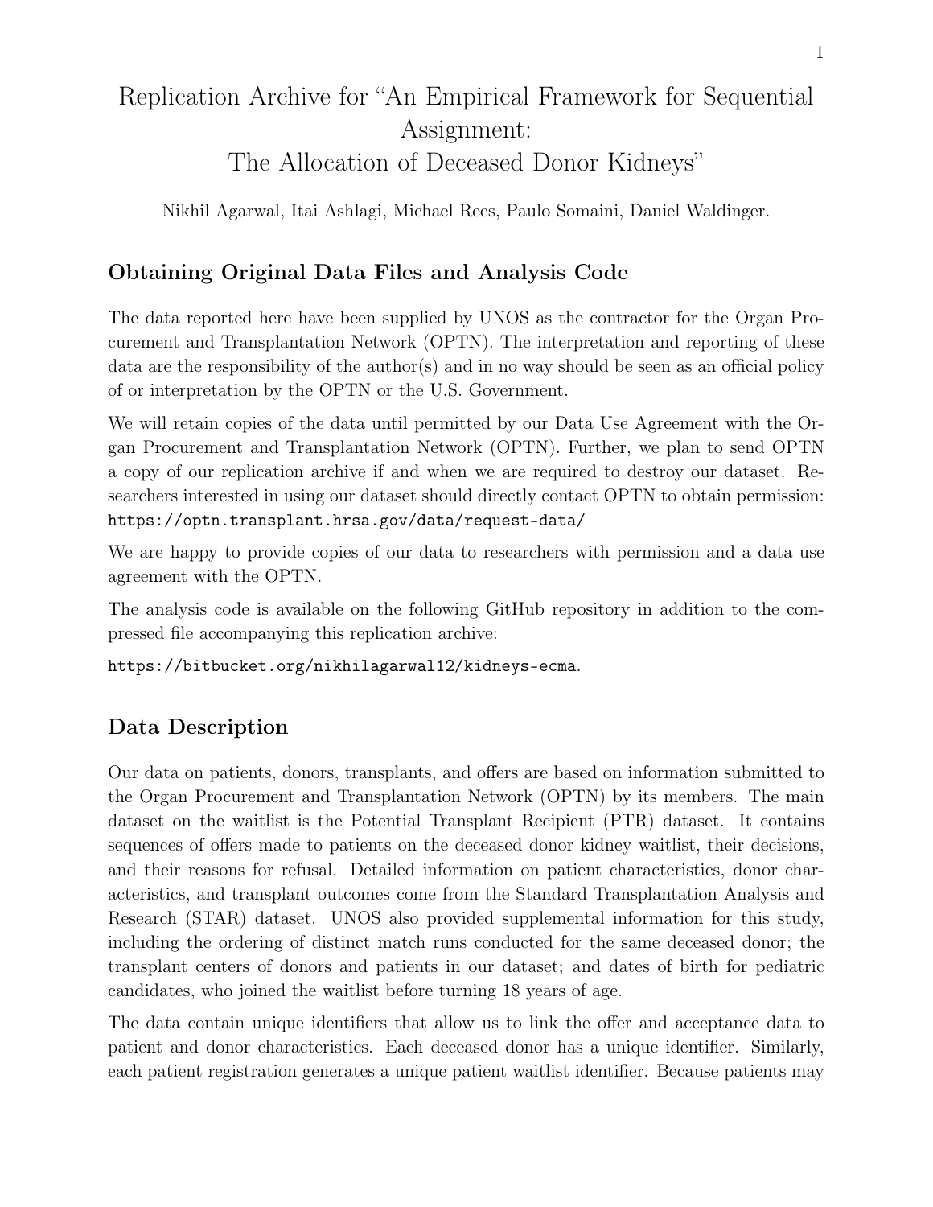# Replication Archive for "An Empirical Framework for Sequential Assignment: The Allocation of Deceased Donor Kidneys"

Nikhil Agarwal, Itai Ashlagi, Michael Rees, Paulo Somaini, Daniel Waldinger.

## Obtaining Original Data Files and Analysis Code

The data reported here have been supplied by UNOS as the contractor for the Organ Procurement and Transplantation Network (OPTN). The interpretation and reporting of these data are the responsibility of the author(s) and in no way should be seen as an official policy of or interpretation by the OPTN or the U.S. Government.

We will retain copies of the data until permitted by our Data Use Agreement with the Organ Procurement and Transplantation Network (OPTN). Further, we plan to send OPTN a copy of our replication archive if and when we are required to destroy our dataset. Researchers interested in using our dataset should directly contact OPTN to obtain permission: `https://optn.transplant.hrsa.gov/data/request-data/`

We are happy to provide copies of our data to researchers with permission and a data use agreement with the OPTN.

The analysis code is available on the following GitHub repository in addition to the compressed file accompanying this replication archive:

`https://bitbucket.org/nikhilagarwal12/kidneys-ecma`.

## Data Description

Our data on patients, donors, transplants, and offers are based on information submitted to the Organ Procurement and Transplantation Network (OPTN) by its members. The main dataset on the waitlist is the Potential Transplant Recipient (PTR) dataset. It contains sequences of offers made to patients on the deceased donor kidney waitlist, their decisions, and their reasons for refusal. Detailed information on patient characteristics, donor characteristics, and transplant outcomes come from the Standard Transplantation Analysis and Research (STAR) dataset. UNOS also provided supplemental information for this study, including the ordering of distinct match runs conducted for the same deceased donor; the transplant centers of donors and patients in our dataset; and dates of birth for pediatric candidates, who joined the waitlist before turning 18 years of age.

The data contain unique identifiers that allow us to link the offer and acceptance data to patient and donor characteristics. Each deceased donor has a unique identifier. Similarly, each patient registration generates a unique patient waitlist identifier. Because patients may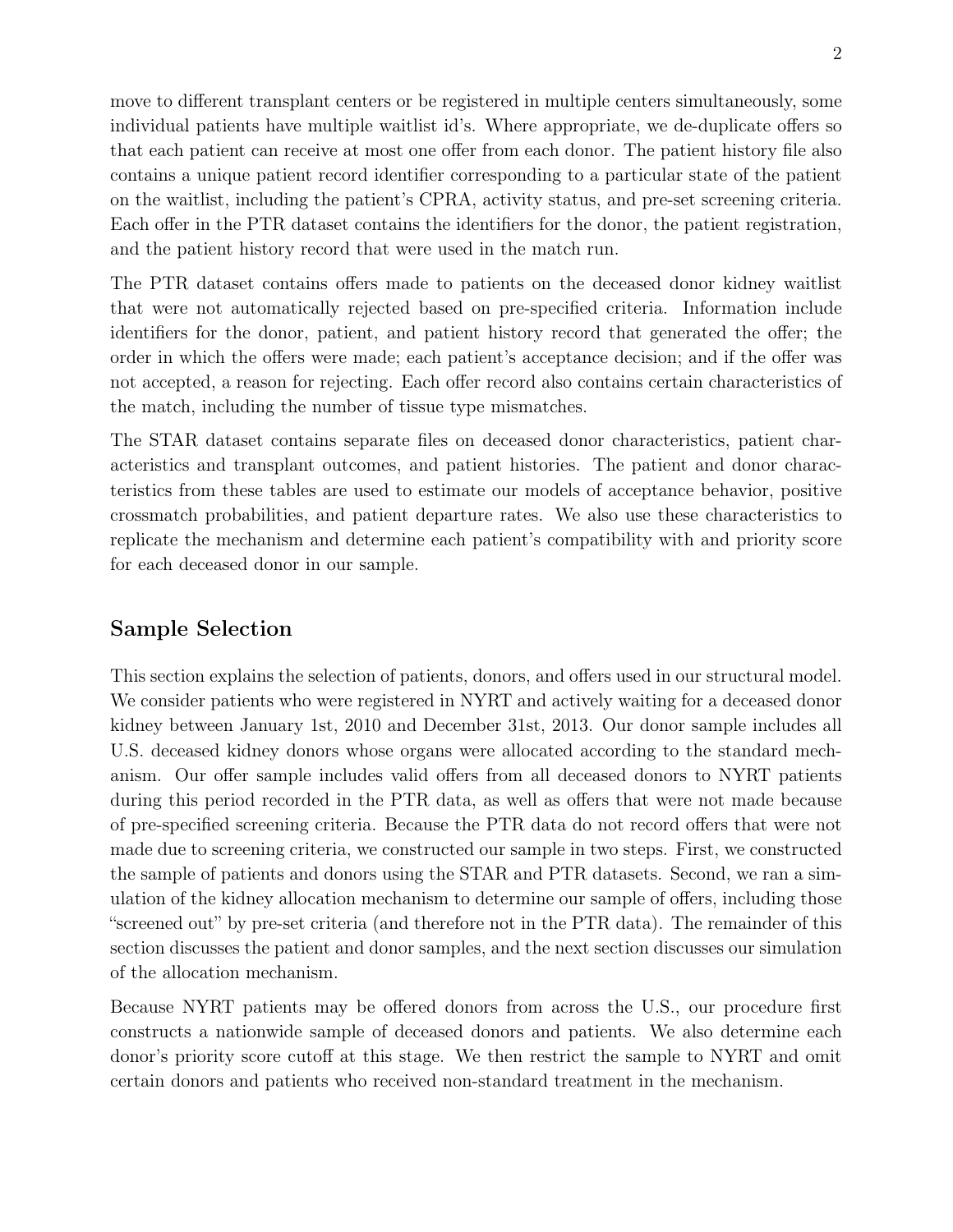move to different transplant centers or be registered in multiple centers simultaneously, some individual patients have multiple waitlist id's. Where appropriate, we de-duplicate offers so that each patient can receive at most one offer from each donor. The patient history file also contains a unique patient record identifier corresponding to a particular state of the patient on the waitlist, including the patient's CPRA, activity status, and pre-set screening criteria. Each offer in the PTR dataset contains the identifiers for the donor, the patient registration, and the patient history record that were used in the match run.

The PTR dataset contains offers made to patients on the deceased donor kidney waitlist that were not automatically rejected based on pre-specified criteria. Information include identifiers for the donor, patient, and patient history record that generated the offer; the order in which the offers were made; each patient's acceptance decision; and if the offer was not accepted, a reason for rejecting. Each offer record also contains certain characteristics of the match, including the number of tissue type mismatches.

The STAR dataset contains separate files on deceased donor characteristics, patient characteristics and transplant outcomes, and patient histories. The patient and donor characteristics from these tables are used to estimate our models of acceptance behavior, positive crossmatch probabilities, and patient departure rates. We also use these characteristics to replicate the mechanism and determine each patient's compatibility with and priority score for each deceased donor in our sample.

## Sample Selection

This section explains the selection of patients, donors, and offers used in our structural model. We consider patients who were registered in NYRT and actively waiting for a deceased donor kidney between January 1st, 2010 and December 31st, 2013. Our donor sample includes all U.S. deceased kidney donors whose organs were allocated according to the standard mechanism. Our offer sample includes valid offers from all deceased donors to NYRT patients during this period recorded in the PTR data, as well as offers that were not made because of pre-specified screening criteria. Because the PTR data do not record offers that were not made due to screening criteria, we constructed our sample in two steps. First, we constructed the sample of patients and donors using the STAR and PTR datasets. Second, we ran a simulation of the kidney allocation mechanism to determine our sample of offers, including those "screened out" by pre-set criteria (and therefore not in the PTR data). The remainder of this section discusses the patient and donor samples, and the next section discusses our simulation of the allocation mechanism.

Because NYRT patients may be offered donors from across the U.S., our procedure first constructs a nationwide sample of deceased donors and patients. We also determine each donor's priority score cutoff at this stage. We then restrict the sample to NYRT and omit certain donors and patients who received non-standard treatment in the mechanism.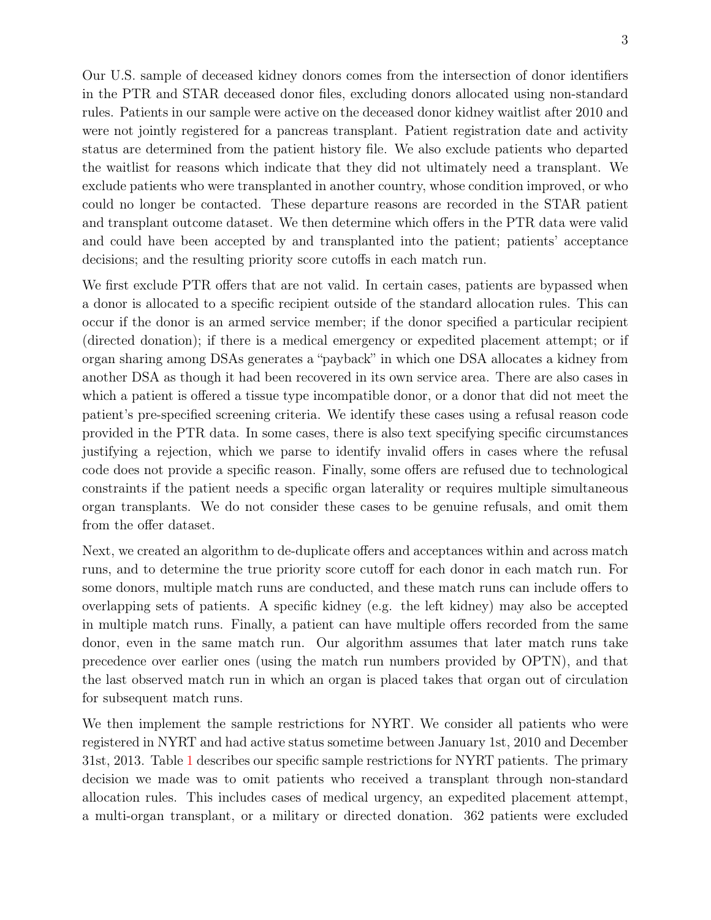Our U.S. sample of deceased kidney donors comes from the intersection of donor identifiers in the PTR and STAR deceased donor files, excluding donors allocated using non-standard rules. Patients in our sample were active on the deceased donor kidney waitlist after 2010 and were not jointly registered for a pancreas transplant. Patient registration date and activity status are determined from the patient history file. We also exclude patients who departed the waitlist for reasons which indicate that they did not ultimately need a transplant. We exclude patients who were transplanted in another country, whose condition improved, or who could no longer be contacted. These departure reasons are recorded in the STAR patient and transplant outcome dataset. We then determine which offers in the PTR data were valid and could have been accepted by and transplanted into the patient; patients' acceptance decisions; and the resulting priority score cutoffs in each match run.

We first exclude PTR offers that are not valid. In certain cases, patients are bypassed when a donor is allocated to a specific recipient outside of the standard allocation rules. This can occur if the donor is an armed service member; if the donor specified a particular recipient (directed donation); if there is a medical emergency or expedited placement attempt; or if organ sharing among DSAs generates a "payback" in which one DSA allocates a kidney from another DSA as though it had been recovered in its own service area. There are also cases in which a patient is offered a tissue type incompatible donor, or a donor that did not meet the patient's pre-specified screening criteria. We identify these cases using a refusal reason code provided in the PTR data. In some cases, there is also text specifying specific circumstances justifying a rejection, which we parse to identify invalid offers in cases where the refusal code does not provide a specific reason. Finally, some offers are refused due to technological constraints if the patient needs a specific organ laterality or requires multiple simultaneous organ transplants. We do not consider these cases to be genuine refusals, and omit them from the offer dataset.

Next, we created an algorithm to de-duplicate offers and acceptances within and across match runs, and to determine the true priority score cutoff for each donor in each match run. For some donors, multiple match runs are conducted, and these match runs can include offers to overlapping sets of patients. A specific kidney (e.g. the left kidney) may also be accepted in multiple match runs. Finally, a patient can have multiple offers recorded from the same donor, even in the same match run. Our algorithm assumes that later match runs take precedence over earlier ones (using the match run numbers provided by OPTN), and that the last observed match run in which an organ is placed takes that organ out of circulation for subsequent match runs.

We then implement the sample restrictions for NYRT. We consider all patients who were registered in NYRT and had active status sometime between January 1st, 2010 and December 31st, 2013. Table 1 describes our specific sample restrictions for NYRT patients. The primary decision we made was to omit patients who received a transplant through non-standard allocation rules. This includes cases of medical urgency, an expedited placement attempt, a multi-organ transplant, or a military or directed donation. 362 patients were excluded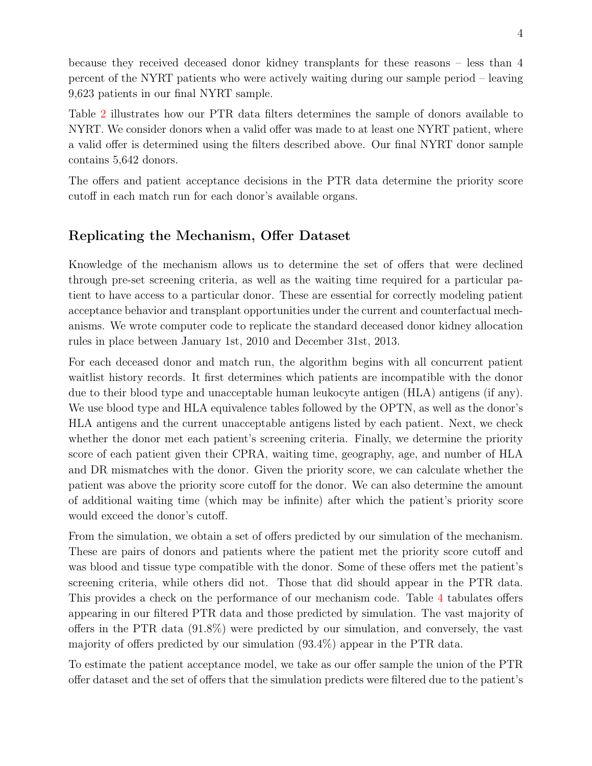because they received deceased donor kidney transplants for these reasons – less than 4 percent of the NYRT patients who were actively waiting during our sample period – leaving 9,623 patients in our final NYRT sample.

Table 2 illustrates how our PTR data filters determines the sample of donors available to NYRT. We consider donors when a valid offer was made to at least one NYRT patient, where a valid offer is determined using the filters described above. Our final NYRT donor sample contains 5,642 donors.

The offers and patient acceptance decisions in the PTR data determine the priority score cutoff in each match run for each donor's available organs.

## Replicating the Mechanism, Offer Dataset

Knowledge of the mechanism allows us to determine the set of offers that were declined through pre-set screening criteria, as well as the waiting time required for a particular patient to have access to a particular donor. These are essential for correctly modeling patient acceptance behavior and transplant opportunities under the current and counterfactual mechanisms. We wrote computer code to replicate the standard deceased donor kidney allocation rules in place between January 1st, 2010 and December 31st, 2013.

For each deceased donor and match run, the algorithm begins with all concurrent patient waitlist history records. It first determines which patients are incompatible with the donor due to their blood type and unacceptable human leukocyte antigen (HLA) antigens (if any). We use blood type and HLA equivalence tables followed by the OPTN, as well as the donor's HLA antigens and the current unacceptable antigens listed by each patient. Next, we check whether the donor met each patient's screening criteria. Finally, we determine the priority score of each patient given their CPRA, waiting time, geography, age, and number of HLA and DR mismatches with the donor. Given the priority score, we can calculate whether the patient was above the priority score cutoff for the donor. We can also determine the amount of additional waiting time (which may be infinite) after which the patient's priority score would exceed the donor's cutoff.

From the simulation, we obtain a set of offers predicted by our simulation of the mechanism. These are pairs of donors and patients where the patient met the priority score cutoff and was blood and tissue type compatible with the donor. Some of these offers met the patient's screening criteria, while others did not. Those that did should appear in the PTR data. This provides a check on the performance of our mechanism code. Table 4 tabulates offers appearing in our filtered PTR data and those predicted by simulation. The vast majority of offers in the PTR data (91.8%) were predicted by our simulation, and conversely, the vast majority of offers predicted by our simulation (93.4%) appear in the PTR data.

To estimate the patient acceptance model, we take as our offer sample the union of the PTR offer dataset and the set of offers that the simulation predicts were filtered due to the patient's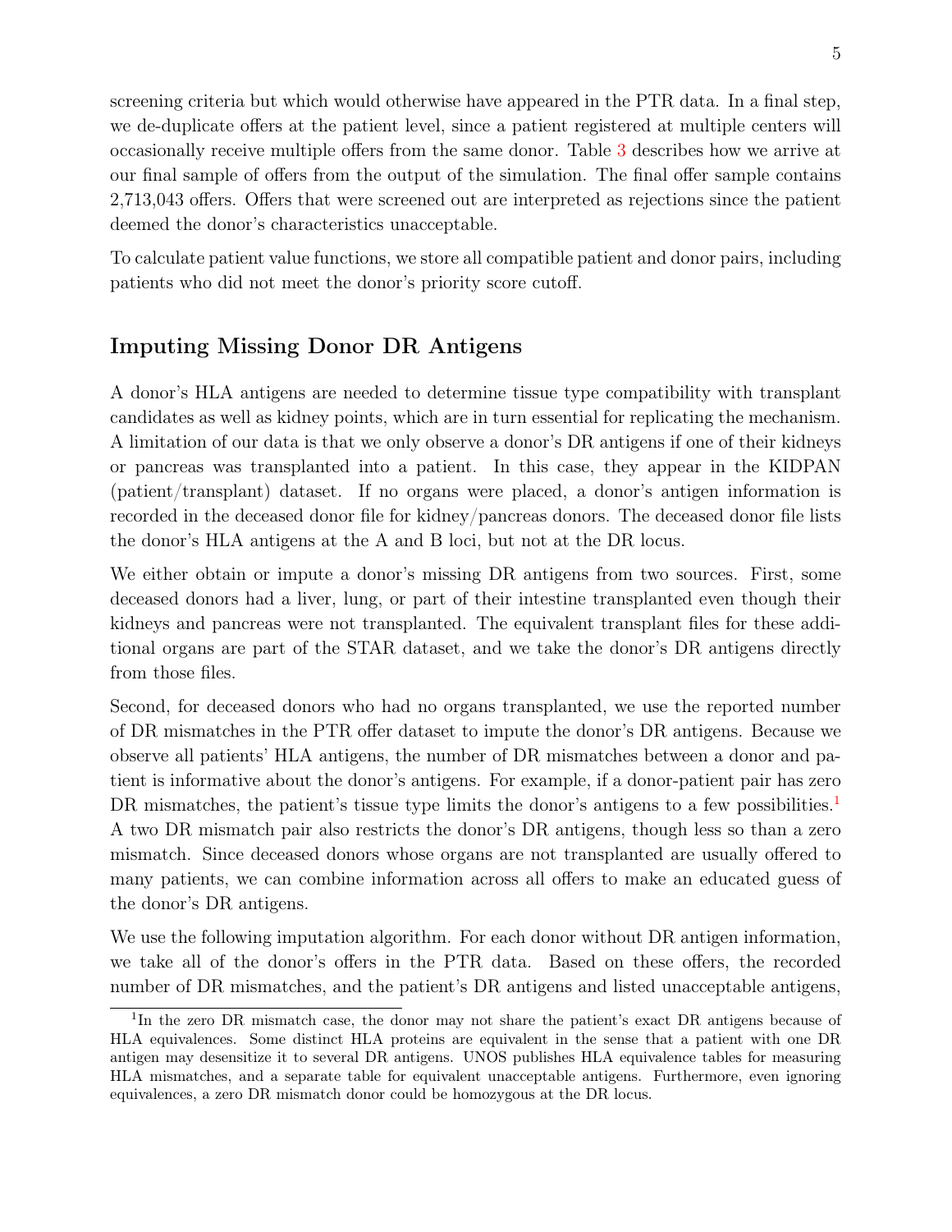screening criteria but which would otherwise have appeared in the PTR data. In a final step, we de-duplicate offers at the patient level, since a patient registered at multiple centers will occasionally receive multiple offers from the same donor. Table 3 describes how we arrive at our final sample of offers from the output of the simulation. The final offer sample contains 2,713,043 offers. Offers that were screened out are interpreted as rejections since the patient deemed the donor's characteristics unacceptable.

To calculate patient value functions, we store all compatible patient and donor pairs, including patients who did not meet the donor's priority score cutoff.

## Imputing Missing Donor DR Antigens

A donor's HLA antigens are needed to determine tissue type compatibility with transplant candidates as well as kidney points, which are in turn essential for replicating the mechanism. A limitation of our data is that we only observe a donor's DR antigens if one of their kidneys or pancreas was transplanted into a patient. In this case, they appear in the KIDPAN (patient/transplant) dataset. If no organs were placed, a donor's antigen information is recorded in the deceased donor file for kidney/pancreas donors. The deceased donor file lists the donor's HLA antigens at the A and B loci, but not at the DR locus.

We either obtain or impute a donor's missing DR antigens from two sources. First, some deceased donors had a liver, lung, or part of their intestine transplanted even though their kidneys and pancreas were not transplanted. The equivalent transplant files for these additional organs are part of the STAR dataset, and we take the donor's DR antigens directly from those files.

Second, for deceased donors who had no organs transplanted, we use the reported number of DR mismatches in the PTR offer dataset to impute the donor's DR antigens. Because we observe all patients' HLA antigens, the number of DR mismatches between a donor and patient is informative about the donor's antigens. For example, if a donor-patient pair has zero DR mismatches, the patient's tissue type limits the donor's antigens to a few possibilities.[1] A two DR mismatch pair also restricts the donor's DR antigens, though less so than a zero mismatch. Since deceased donors whose organs are not transplanted are usually offered to many patients, we can combine information across all offers to make an educated guess of the donor's DR antigens.

We use the following imputation algorithm. For each donor without DR antigen information, we take all of the donor's offers in the PTR data. Based on these offers, the recorded number of DR mismatches, and the patient's DR antigens and listed unacceptable antigens,

[1] In the zero DR mismatch case, the donor may not share the patient's exact DR antigens because of HLA equivalences. Some distinct HLA proteins are equivalent in the sense that a patient with one DR antigen may desensitize it to several DR antigens. UNOS publishes HLA equivalence tables for measuring HLA mismatches, and a separate table for equivalent unacceptable antigens. Furthermore, even ignoring equivalences, a zero DR mismatch donor could be homozygous at the DR locus.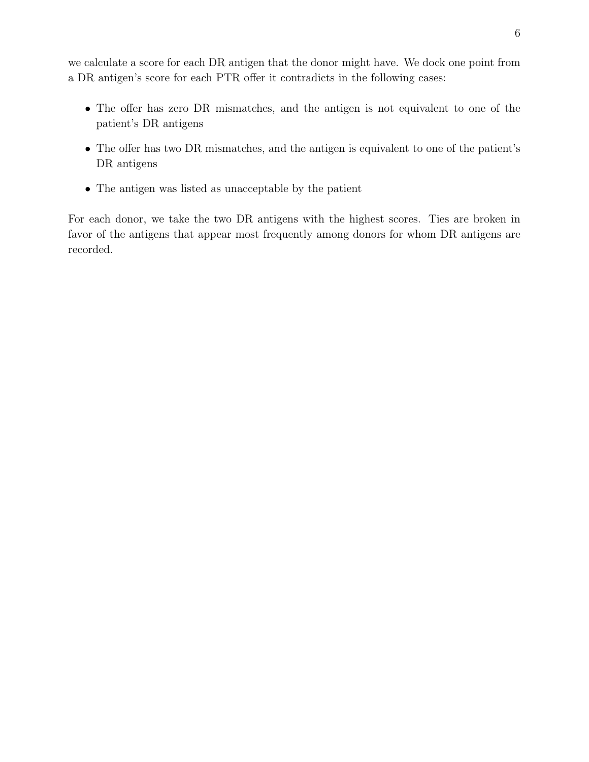we calculate a score for each DR antigen that the donor might have. We dock one point from a DR antigen's score for each PTR offer it contradicts in the following cases:

- The offer has zero DR mismatches, and the antigen is not equivalent to one of the patient's DR antigens
- The offer has two DR mismatches, and the antigen is equivalent to one of the patient's DR antigens
- The antigen was listed as unacceptable by the patient

For each donor, we take the two DR antigens with the highest scores. Ties are broken in favor of the antigens that appear most frequently among donors for whom DR antigens are recorded.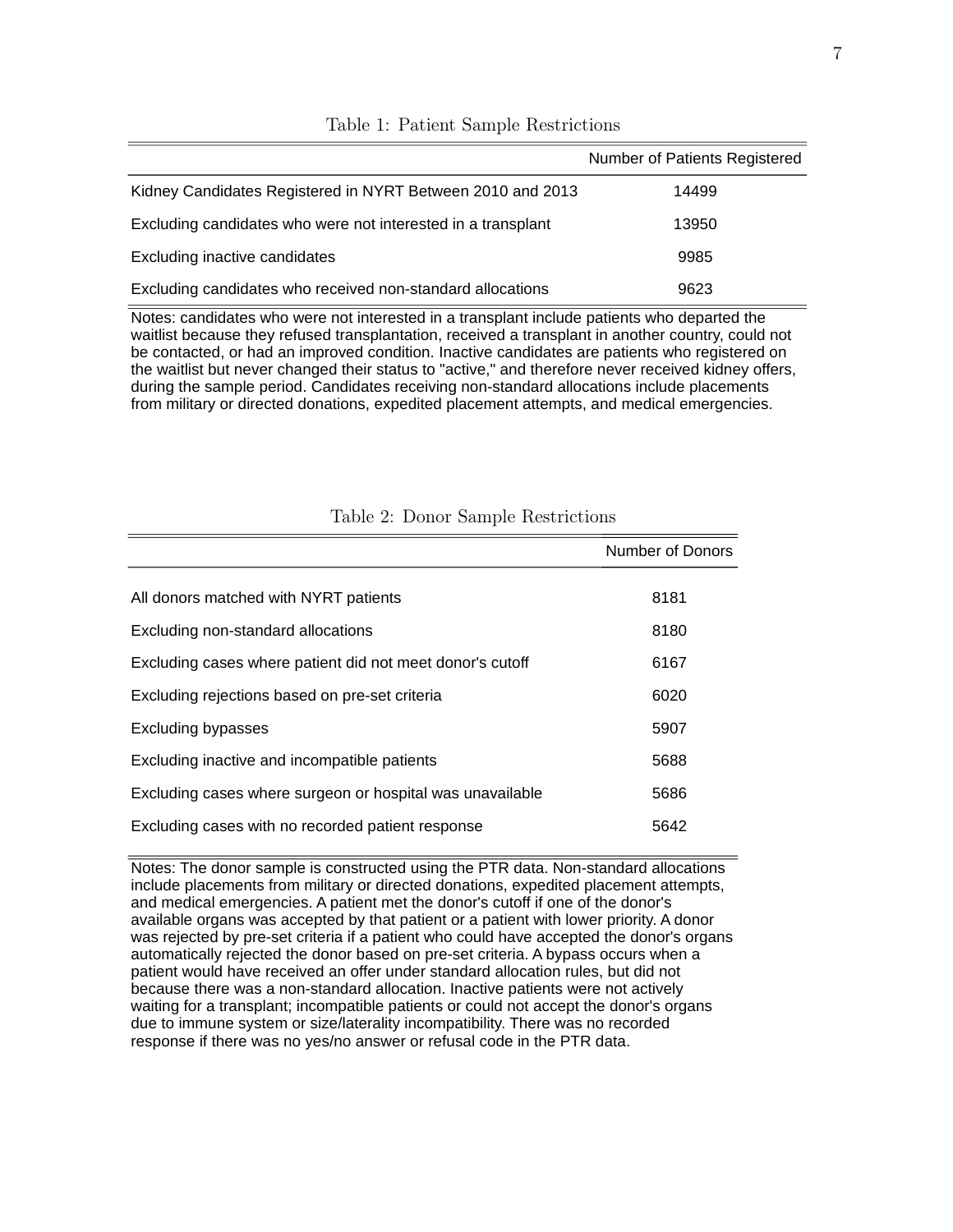Table 1: Patient Sample Restrictions

| | Number of Patients Registered |
|---|---|
| Kidney Candidates Registered in NYRT Between 2010 and 2013 | 14499 |
| Excluding candidates who were not interested in a transplant | 13950 |
| Excluding inactive candidates | 9985 |
| Excluding candidates who received non-standard allocations | 9623 |

Notes: candidates who were not interested in a transplant include patients who departed the waitlist because they refused transplantation, received a transplant in another country, could not be contacted, or had an improved condition. Inactive candidates are patients who registered on the waitlist but never changed their status to "active," and therefore never received kidney offers, during the sample period. Candidates receiving non-standard allocations include placements from military or directed donations, expedited placement attempts, and medical emergencies.

Table 2: Donor Sample Restrictions

| | Number of Donors |
|---|---|
| All donors matched with NYRT patients | 8181 |
| Excluding non-standard allocations | 8180 |
| Excluding cases where patient did not meet donor's cutoff | 6167 |
| Excluding rejections based on pre-set criteria | 6020 |
| Excluding bypasses | 5907 |
| Excluding inactive and incompatible patients | 5688 |
| Excluding cases where surgeon or hospital was unavailable | 5686 |
| Excluding cases with no recorded patient response | 5642 |

Notes: The donor sample is constructed using the PTR data. Non-standard allocations include placements from military or directed donations, expedited placement attempts, and medical emergencies. A patient met the donor's cutoff if one of the donor's available organs was accepted by that patient or a patient with lower priority. A donor was rejected by pre-set criteria if a patient who could have accepted the donor's organs automatically rejected the donor based on pre-set criteria. A bypass occurs when a patient would have received an offer under standard allocation rules, but did not because there was a non-standard allocation. Inactive patients were not actively waiting for a transplant; incompatible patients or could not accept the donor's organs due to immune system or size/laterality incompatibility. There was no recorded response if there was no yes/no answer or refusal code in the PTR data.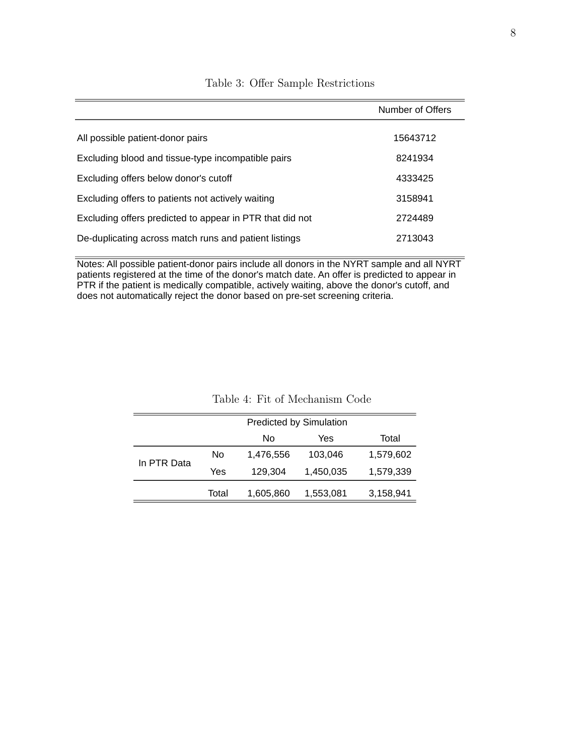Table 3: Offer Sample Restrictions

| | Number of Offers |
|---|---|
| All possible patient-donor pairs | 15643712 |
| Excluding blood and tissue-type incompatible pairs | 8241934 |
| Excluding offers below donor's cutoff | 4333425 |
| Excluding offers to patients not actively waiting | 3158941 |
| Excluding offers predicted to appear in PTR that did not | 2724489 |
| De-duplicating across match runs and patient listings | 2713043 |

Notes: All possible patient-donor pairs include all donors in the NYRT sample and all NYRT patients registered at the time of the donor's match date. An offer is predicted to appear in PTR if the patient is medically compatible, actively waiting, above the donor's cutoff, and does not automatically reject the donor based on pre-set screening criteria.

Table 4: Fit of Mechanism Code

| | | Predicted by Simulation | | |
|---|---|---|---|---|
| | | No | Yes | Total |
| In PTR Data | No | 1,476,556 | 103,046 | 1,579,602 |
| | Yes | 129,304 | 1,450,035 | 1,579,339 |
| | Total | 1,605,860 | 1,553,081 | 3,158,941 |